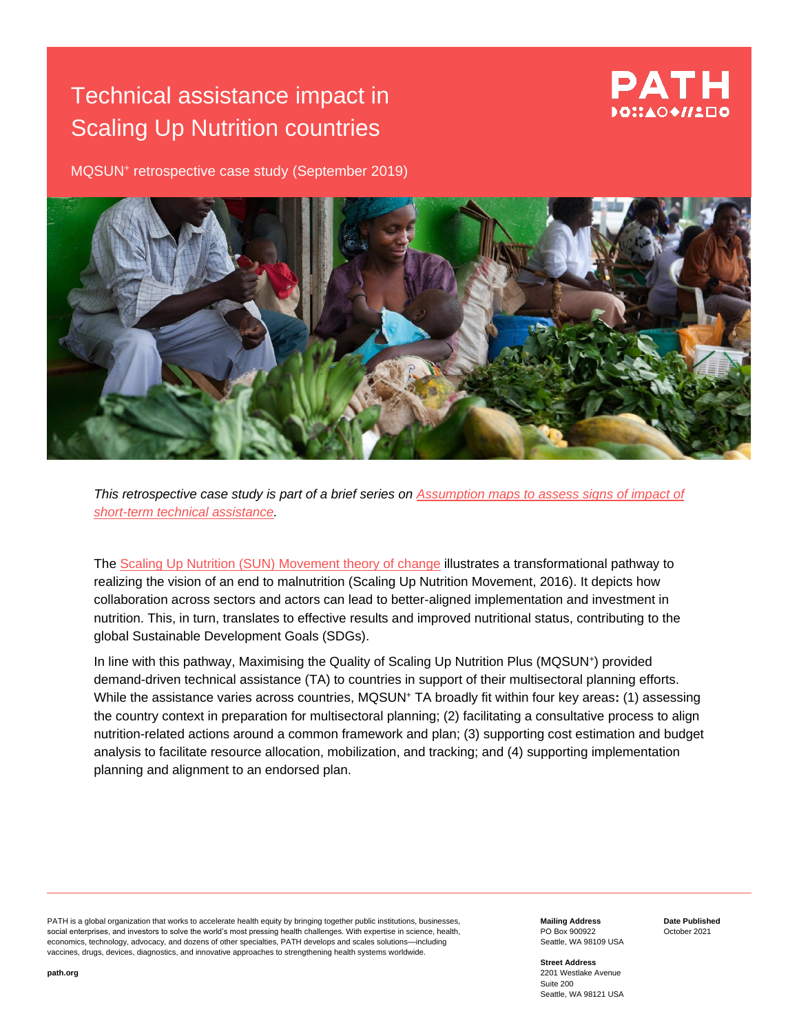# Technical assistance impact in Scaling Up Nutrition countries

MQSUN+ retrospective case study (September 2019)

*This retrospective case study is part of a brief series on Assumption maps to assess signs of impact of short-term technical assistance.*

The Scaling Up Nutrition (SUN) Movement theory of change illustrates a transformational pathway to realizing the vision of an end to malnutrition (Scaling Up Nutrition Movement, 2016). It depicts how collaboration across sectors and actors can lead to better-aligned implementation and investment in nutrition. This, in turn, translates to effective results and improved nutritional status, contributing to the global Sustainable Development Goals (SDGs).

In line with this pathway, Maximising the Quality of Scaling Up Nutrition Plus (MQSUN+) provided demand-driven technical assistance (TA) to countries in support of their multisectoral planning efforts. While the assistance varies across countries, MQSUN+ TA broadly fit within four key areas**:** (1) assessing the country context in preparation for multisectoral planning; (2) facilitating a consultative process to align nutrition-related actions around a common framework and plan; (3) supporting cost estimation and budget analysis to facilitate resource allocation, mobilization, and tracking; and (4) supporting implementation planning and alignment to an endorsed plan.

PATH is a global organization that works to accelerate health equity by bringing together public institutions, businesses, social enterprises, and investors to solve the world's most pressing health challenges. With expertise in science, health, economics, technology, advocacy, and dozens of other specialties, PATH develops and scales solutions—including vaccines, drugs, devices, diagnostics, and innovative approaches to strengthening health systems worldwide.

path.org

**Mailing Address**
PO Box 900922
Seattle, WA 98109 USA

**Street Address**
2201 Westlake Avenue
Suite 200
Seattle, WA 98121 USA

**Date Published**
October 2021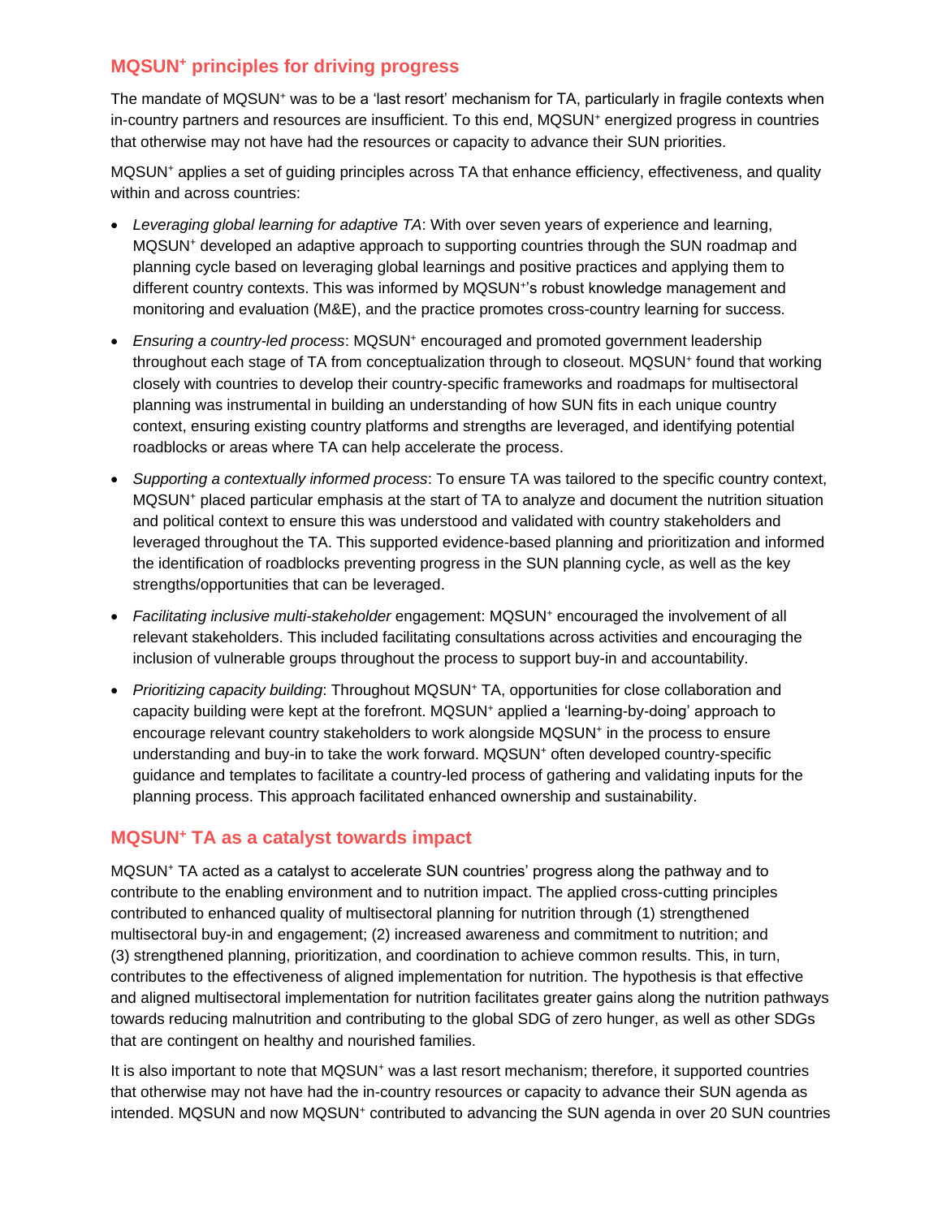## MQSUN⁺ principles for driving progress

The mandate of MQSUN⁺ was to be a 'last resort' mechanism for TA, particularly in fragile contexts when in-country partners and resources are insufficient. To this end, MQSUN⁺ energized progress in countries that otherwise may not have had the resources or capacity to advance their SUN priorities.

MQSUN⁺ applies a set of guiding principles across TA that enhance efficiency, effectiveness, and quality within and across countries:

- *Leveraging global learning for adaptive TA*: With over seven years of experience and learning, MQSUN⁺ developed an adaptive approach to supporting countries through the SUN roadmap and planning cycle based on leveraging global learnings and positive practices and applying them to different country contexts. This was informed by MQSUN⁺'s robust knowledge management and monitoring and evaluation (M&E), and the practice promotes cross-country learning for success.
- *Ensuring a country-led process*: MQSUN⁺ encouraged and promoted government leadership throughout each stage of TA from conceptualization through to closeout. MQSUN⁺ found that working closely with countries to develop their country-specific frameworks and roadmaps for multisectoral planning was instrumental in building an understanding of how SUN fits in each unique country context, ensuring existing country platforms and strengths are leveraged, and identifying potential roadblocks or areas where TA can help accelerate the process.
- *Supporting a contextually informed process*: To ensure TA was tailored to the specific country context, MQSUN⁺ placed particular emphasis at the start of TA to analyze and document the nutrition situation and political context to ensure this was understood and validated with country stakeholders and leveraged throughout the TA. This supported evidence-based planning and prioritization and informed the identification of roadblocks preventing progress in the SUN planning cycle, as well as the key strengths/opportunities that can be leveraged.
- *Facilitating inclusive multi-stakeholder* engagement: MQSUN⁺ encouraged the involvement of all relevant stakeholders. This included facilitating consultations across activities and encouraging the inclusion of vulnerable groups throughout the process to support buy-in and accountability.
- *Prioritizing capacity building*: Throughout MQSUN⁺ TA, opportunities for close collaboration and capacity building were kept at the forefront. MQSUN⁺ applied a 'learning-by-doing' approach to encourage relevant country stakeholders to work alongside MQSUN⁺ in the process to ensure understanding and buy-in to take the work forward. MQSUN⁺ often developed country-specific guidance and templates to facilitate a country-led process of gathering and validating inputs for the planning process. This approach facilitated enhanced ownership and sustainability.

## MQSUN⁺ TA as a catalyst towards impact

MQSUN⁺ TA acted as a catalyst to accelerate SUN countries' progress along the pathway and to contribute to the enabling environment and to nutrition impact. The applied cross-cutting principles contributed to enhanced quality of multisectoral planning for nutrition through (1) strengthened multisectoral buy-in and engagement; (2) increased awareness and commitment to nutrition; and (3) strengthened planning, prioritization, and coordination to achieve common results. This, in turn, contributes to the effectiveness of aligned implementation for nutrition. The hypothesis is that effective and aligned multisectoral implementation for nutrition facilitates greater gains along the nutrition pathways towards reducing malnutrition and contributing to the global SDG of zero hunger, as well as other SDGs that are contingent on healthy and nourished families.

It is also important to note that MQSUN⁺ was a last resort mechanism; therefore, it supported countries that otherwise may not have had the in-country resources or capacity to advance their SUN agenda as intended. MQSUN and now MQSUN⁺ contributed to advancing the SUN agenda in over 20 SUN countries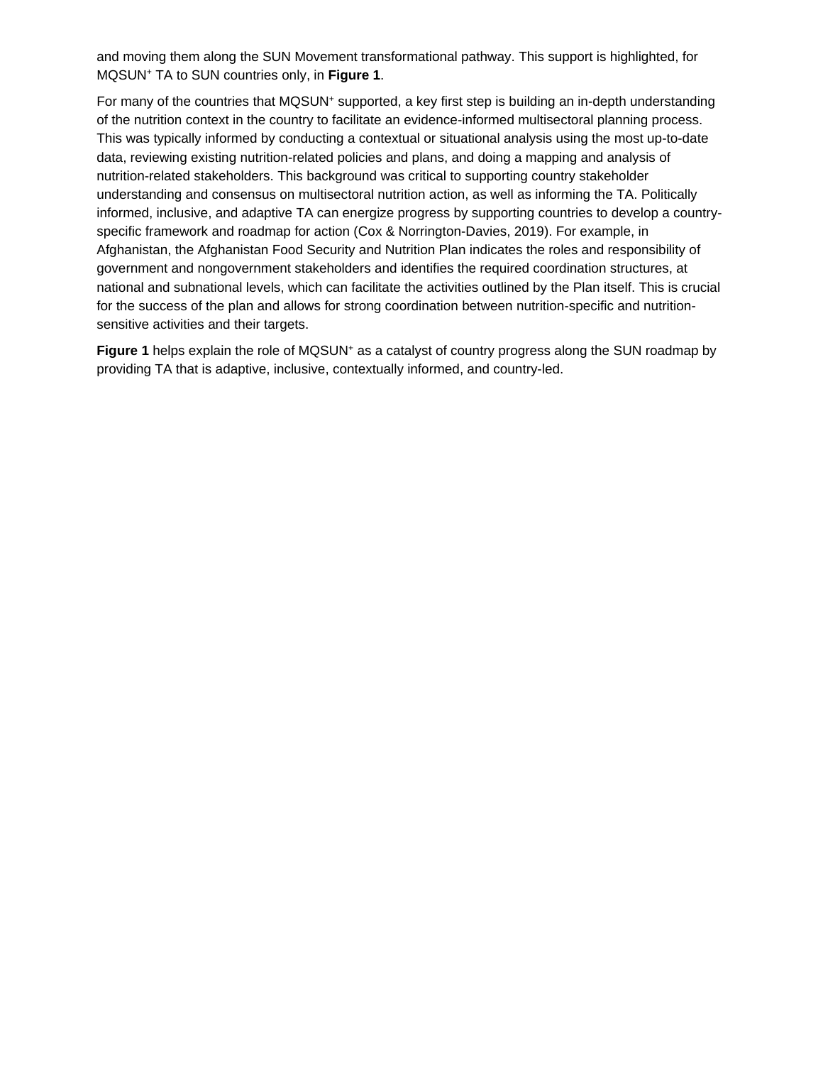and moving them along the SUN Movement transformational pathway. This support is highlighted, for MQSUN⁺ TA to SUN countries only, in **Figure 1**.

For many of the countries that MQSUN⁺ supported, a key first step is building an in-depth understanding of the nutrition context in the country to facilitate an evidence-informed multisectoral planning process. This was typically informed by conducting a contextual or situational analysis using the most up-to-date data, reviewing existing nutrition-related policies and plans, and doing a mapping and analysis of nutrition-related stakeholders. This background was critical to supporting country stakeholder understanding and consensus on multisectoral nutrition action, as well as informing the TA. Politically informed, inclusive, and adaptive TA can energize progress by supporting countries to develop a country-specific framework and roadmap for action (Cox & Norrington-Davies, 2019). For example, in Afghanistan, the Afghanistan Food Security and Nutrition Plan indicates the roles and responsibility of government and nongovernment stakeholders and identifies the required coordination structures, at national and subnational levels, which can facilitate the activities outlined by the Plan itself. This is crucial for the success of the plan and allows for strong coordination between nutrition-specific and nutrition-sensitive activities and their targets.

**Figure 1** helps explain the role of MQSUN⁺ as a catalyst of country progress along the SUN roadmap by providing TA that is adaptive, inclusive, contextually informed, and country-led.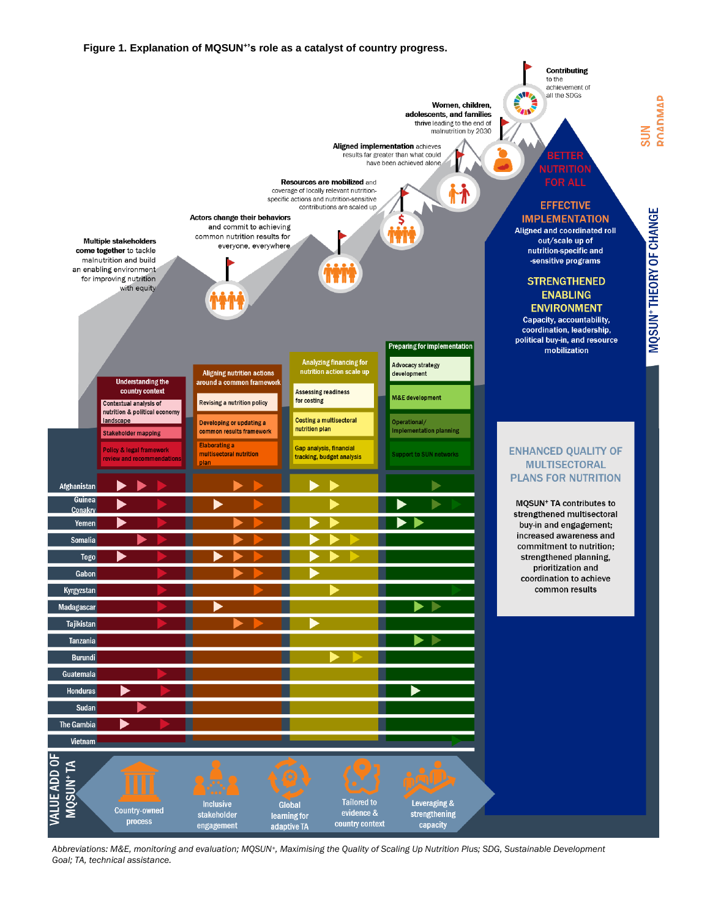**Figure 1. Explanation of MQSUN+'s role as a catalyst of country progress.**

**Contributing** to the achievement of all the SDGs

**Women, children, adolescents, and families** thrive leading to the end of malnutrition by 2030

**Aligned implementation** achieves results far greater than what could have been achieved alone

**Resources are mobilized** and coverage of locally relevant nutrition-specific actions and nutrition-sensitive contributions are scaled up

**Actors change their behaviors** and commit to achieving common nutrition results for everyone, everywhere

**Multiple stakeholders come together** to tackle malnutrition and build an enabling environment for improving nutrition with equity

SUN ROADMAP

BETTER NUTRITION FOR ALL

EFFECTIVE IMPLEMENTATION

Aligned and coordinated roll out/scale up of nutrition-specific and -sensitive programs

STRENGTHENED ENABLING ENVIRONMENT

Capacity, accountability, coordination, leadership, political buy-in, and resource mobilization

MQSUN+ THEORY OF CHANGE

ENHANCED QUALITY OF MULTISECTORAL PLANS FOR NUTRITION

MQSUN+ TA contributes to strengthened multisectoral buy-in and engagement; increased awareness and commitment to nutrition; strengthened planning, prioritization and coordination to achieve common results

Understanding the country context
- Contextual analysis of nutrition & political economy landscape
- Stakeholder mapping
- Policy & legal framework review and recommendations

Aligning nutrition actions around a common framework
- Revising a nutrition policy
- Developing or updating a common results framework
- Elaborating a multisectoral nutrition plan

Analyzing financing for nutrition action scale up
- Assessing readiness for costing
- Costing a multisectoral nutrition plan
- Gap analysis, financial tracking, budget analysis

Preparing for implementation
- Advocacy strategy development
- M&E development
- Operational/Implementation planning
- Support to SUN networks

Afghanistan
Guinea Conakry
Yemen
Somalia
Togo
Gabon
Kyrgyzstan
Madagascar
Tajikistan
Tanzania
Burundi
Guatemala
Honduras
Sudan
The Gambia
Vietnam

VALUE ADD OF MQSUN+ TA

Country-owned process
Inclusive stakeholder engagement
Global learning for adaptive TA
Tailored to evidence & country context
Leveraging & strengthening capacity

*Abbreviations: M&E, monitoring and evaluation; MQSUN+, Maximising the Quality of Scaling Up Nutrition Plus; SDG, Sustainable Development Goal; TA, technical assistance.*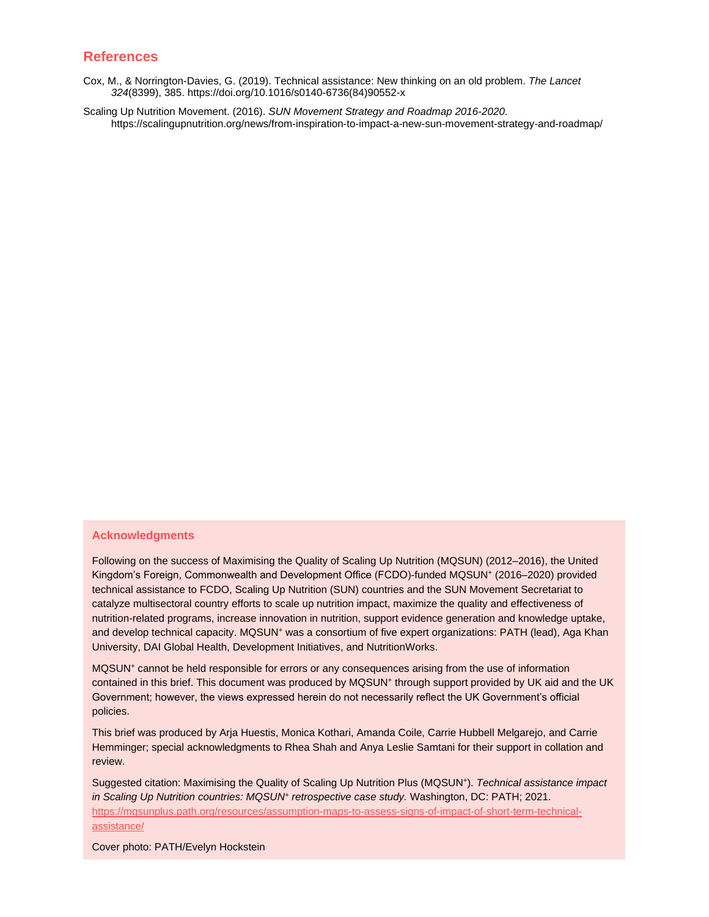## References

Cox, M., & Norrington-Davies, G. (2019). Technical assistance: New thinking on an old problem. *The Lancet 324*(8399), 385. https://doi.org/10.1016/s0140-6736(84)90552-x

Scaling Up Nutrition Movement. (2016). *SUN Movement Strategy and Roadmap 2016-2020.* https://scalingupnutrition.org/news/from-inspiration-to-impact-a-new-sun-movement-strategy-and-roadmap/

### Acknowledgments

Following on the success of Maximising the Quality of Scaling Up Nutrition (MQSUN) (2012–2016), the United Kingdom's Foreign, Commonwealth and Development Office (FCDO)-funded MQSUN+ (2016–2020) provided technical assistance to FCDO, Scaling Up Nutrition (SUN) countries and the SUN Movement Secretariat to catalyze multisectoral country efforts to scale up nutrition impact, maximize the quality and effectiveness of nutrition-related programs, increase innovation in nutrition, support evidence generation and knowledge uptake, and develop technical capacity. MQSUN+ was a consortium of five expert organizations: PATH (lead), Aga Khan University, DAI Global Health, Development Initiatives, and NutritionWorks.

MQSUN+ cannot be held responsible for errors or any consequences arising from the use of information contained in this brief. This document was produced by MQSUN+ through support provided by UK aid and the UK Government; however, the views expressed herein do not necessarily reflect the UK Government's official policies.

This brief was produced by Arja Huestis, Monica Kothari, Amanda Coile, Carrie Hubbell Melgarejo, and Carrie Hemminger; special acknowledgments to Rhea Shah and Anya Leslie Samtani for their support in collation and review.

Suggested citation: Maximising the Quality of Scaling Up Nutrition Plus (MQSUN+). *Technical assistance impact in Scaling Up Nutrition countries: MQSUN+ retrospective case study.* Washington, DC: PATH; 2021. https://mqsunplus.path.org/resources/assumption-maps-to-assess-signs-of-impact-of-short-term-technical-assistance/

Cover photo: PATH/Evelyn Hockstein